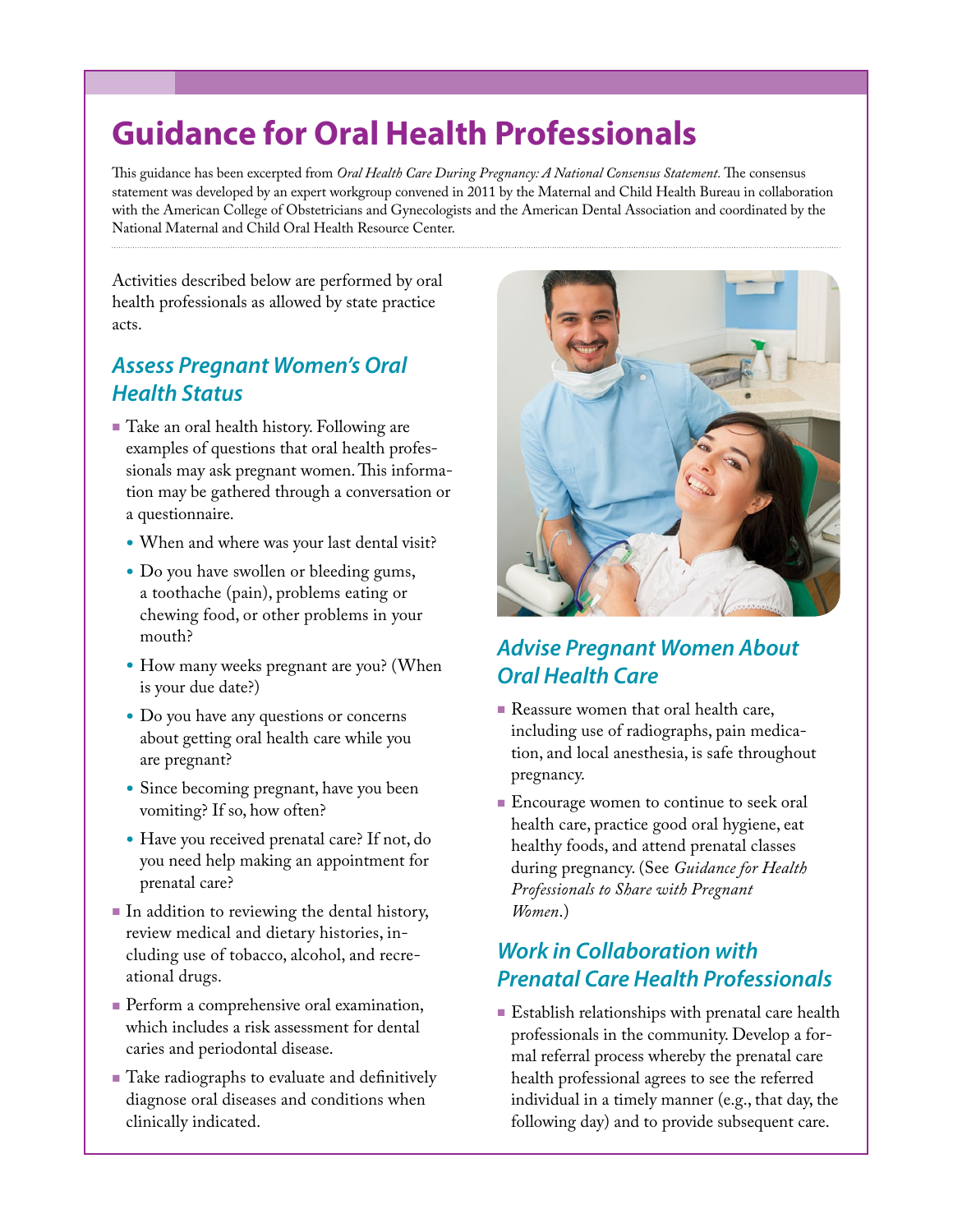# Guidance for Oral Health Professionals

This guidance has been excerpted from *Oral Health Care During Pregnancy: A National Consensus Statement.* The consensus statement was developed by an expert workgroup convened in 2011 by the Maternal and Child Health Bureau in collaboration with the American College of Obstetricians and Gynecologists and the American Dental Association and coordinated by the National Maternal and Child Oral Health Resource Center.

Activities described below are performed by oral health professionals as allowed by state practice acts.

## Assess Pregnant Women's Oral Health Status

- Take an oral health history. Following are examples of questions that oral health professionals may ask pregnant women. This information may be gathered through a conversation or a questionnaire.
  - When and where was your last dental visit?
  - Do you have swollen or bleeding gums, a toothache (pain), problems eating or chewing food, or other problems in your mouth?
  - How many weeks pregnant are you? (When is your due date?)
  - Do you have any questions or concerns about getting oral health care while you are pregnant?
  - Since becoming pregnant, have you been vomiting? If so, how often?
  - Have you received prenatal care? If not, do you need help making an appointment for prenatal care?
- In addition to reviewing the dental history, review medical and dietary histories, including use of tobacco, alcohol, and recreational drugs.
- Perform a comprehensive oral examination, which includes a risk assessment for dental caries and periodontal disease.
- Take radiographs to evaluate and definitively diagnose oral diseases and conditions when clinically indicated.

## Advise Pregnant Women About Oral Health Care

- Reassure women that oral health care, including use of radiographs, pain medication, and local anesthesia, is safe throughout pregnancy.
- Encourage women to continue to seek oral health care, practice good oral hygiene, eat healthy foods, and attend prenatal classes during pregnancy. (See *Guidance for Health Professionals to Share with Pregnant Women*.)

## Work in Collaboration with Prenatal Care Health Professionals

- Establish relationships with prenatal care health professionals in the community. Develop a formal referral process whereby the prenatal care health professional agrees to see the referred individual in a timely manner (e.g., that day, the following day) and to provide subsequent care.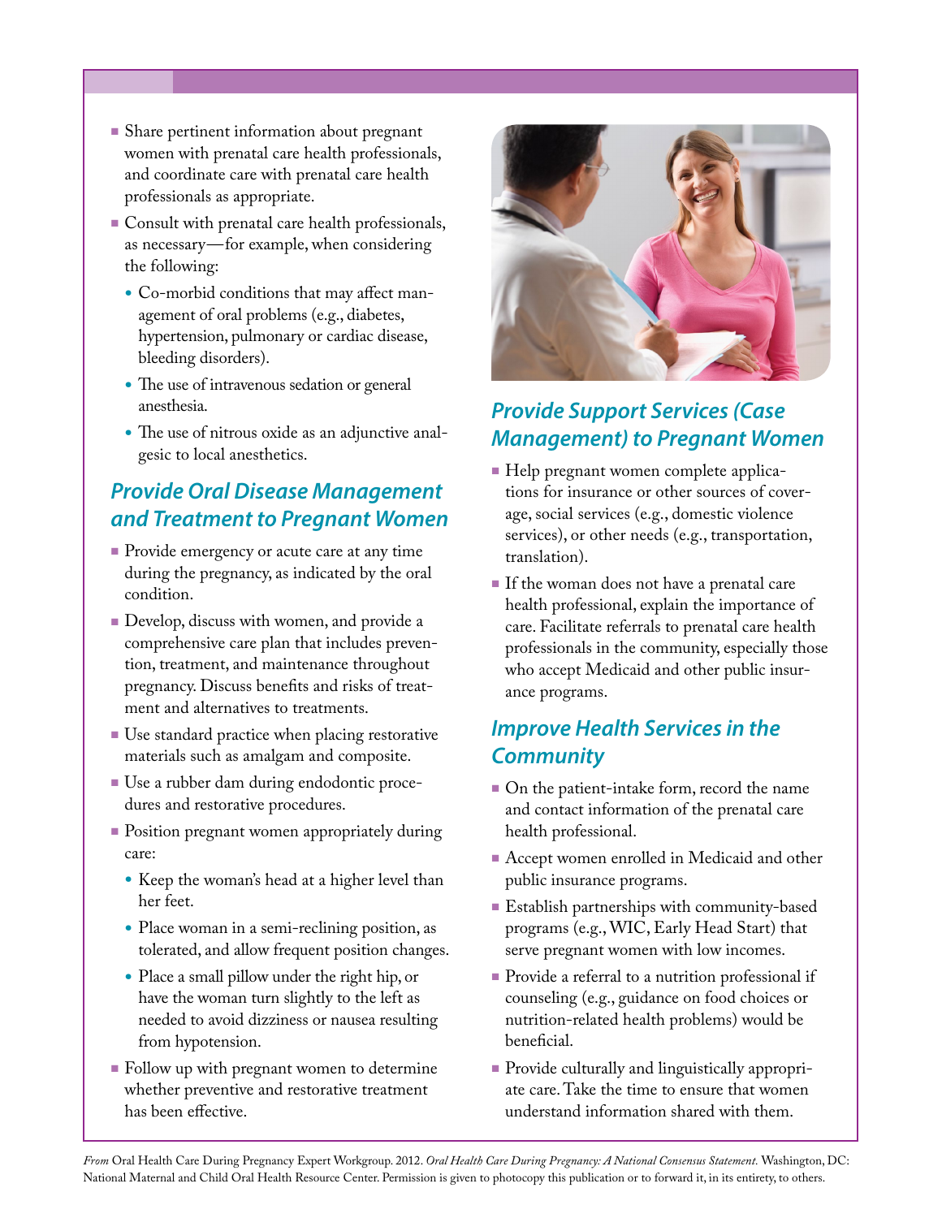- Share pertinent information about pregnant women with prenatal care health professionals, and coordinate care with prenatal care health professionals as appropriate.
- Consult with prenatal care health professionals, as necessary—for example, when considering the following:
  - Co-morbid conditions that may affect management of oral problems (e.g., diabetes, hypertension, pulmonary or cardiac disease, bleeding disorders).
  - The use of intravenous sedation or general anesthesia.
  - The use of nitrous oxide as an adjunctive analgesic to local anesthetics.

## Provide Oral Disease Management and Treatment to Pregnant Women

- Provide emergency or acute care at any time during the pregnancy, as indicated by the oral condition.
- Develop, discuss with women, and provide a comprehensive care plan that includes prevention, treatment, and maintenance throughout pregnancy. Discuss benefits and risks of treatment and alternatives to treatments.
- Use standard practice when placing restorative materials such as amalgam and composite.
- Use a rubber dam during endodontic procedures and restorative procedures.
- Position pregnant women appropriately during care:
  - Keep the woman's head at a higher level than her feet.
  - Place woman in a semi-reclining position, as tolerated, and allow frequent position changes.
  - Place a small pillow under the right hip, or have the woman turn slightly to the left as needed to avoid dizziness or nausea resulting from hypotension.
- Follow up with pregnant women to determine whether preventive and restorative treatment has been effective.

## Provide Support Services (Case Management) to Pregnant Women

- Help pregnant women complete applications for insurance or other sources of coverage, social services (e.g., domestic violence services), or other needs (e.g., transportation, translation).
- If the woman does not have a prenatal care health professional, explain the importance of care. Facilitate referrals to prenatal care health professionals in the community, especially those who accept Medicaid and other public insurance programs.

## Improve Health Services in the Community

- On the patient-intake form, record the name and contact information of the prenatal care health professional.
- Accept women enrolled in Medicaid and other public insurance programs.
- Establish partnerships with community-based programs (e.g., WIC, Early Head Start) that serve pregnant women with low incomes.
- Provide a referral to a nutrition professional if counseling (e.g., guidance on food choices or nutrition-related health problems) would be beneficial.
- Provide culturally and linguistically appropriate care. Take the time to ensure that women understand information shared with them.

*From* Oral Health Care During Pregnancy Expert Workgroup. 2012. *Oral Health Care During Pregnancy: A National Consensus Statement.* Washington, DC: National Maternal and Child Oral Health Resource Center. Permission is given to photocopy this publication or to forward it, in its entirety, to others.